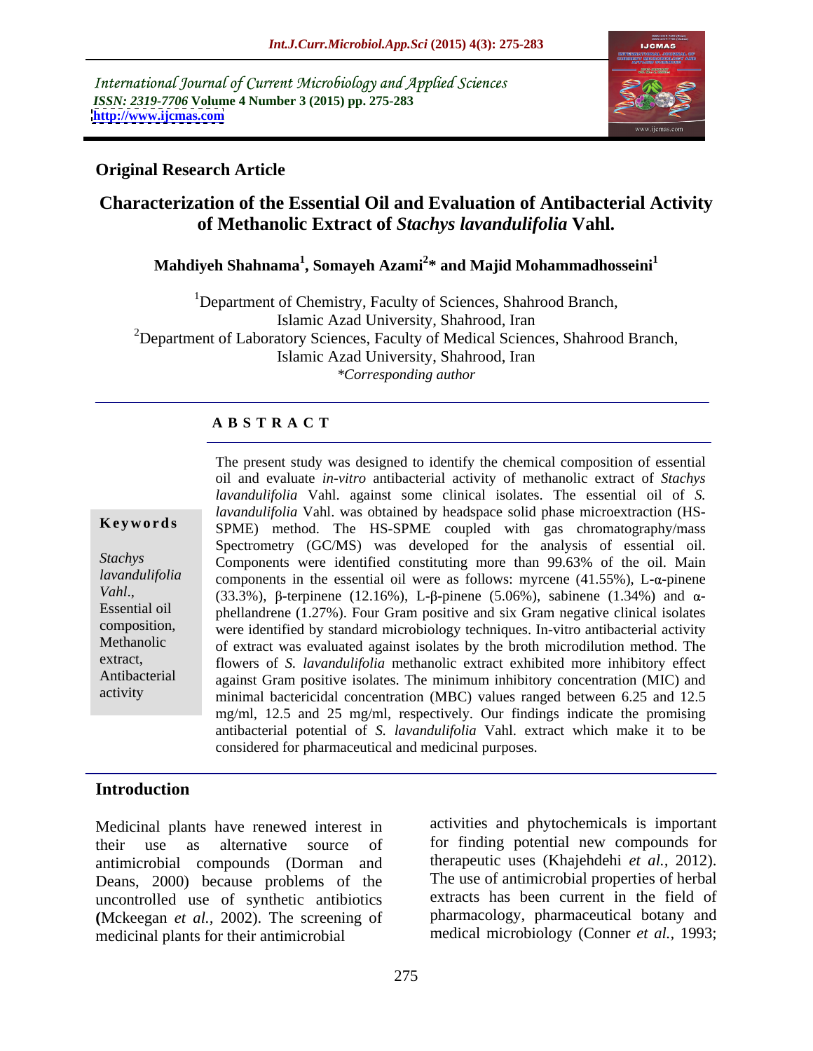International Journal of Current Microbiology and Applied Sciences
*ISSN: 2319-7706* **Volume 4 Number 3 (2015) pp. 275-283**
**http://www.ijcmas.com**

**Original Research Article**

# Characterization of the Essential Oil and Evaluation of Antibacterial Activity of Methanolic Extract of *Stachys lavandulifolia* Vahl.

**Mahdiyeh Shahnama[1], Somayeh Azami[2]* and Majid Mohammadhosseini[1]**

[1]Department of Chemistry, Faculty of Sciences, Shahrood Branch, Islamic Azad University, Shahrood, Iran
[2]Department of Laboratory Sciences, Faculty of Medical Sciences, Shahrood Branch, Islamic Azad University, Shahrood, Iran
*Corresponding author

## ABSTRACT

**Keywords**

*Stachys lavandulifolia Vahl.*, Essential oil composition, Methanolic extract, Antibacterial activity

The present study was designed to identify the chemical composition of essential oil and evaluate *in-vitro* antibacterial activity of methanolic extract of *Stachys lavandulifolia* Vahl. against some clinical isolates. The essential oil of *S. lavandulifolia* Vahl. was obtained by headspace solid phase microextraction (HS-SPME) method. The HS-SPME coupled with gas chromatography/mass Spectrometry (GC/MS) was developed for the analysis of essential oil. Components were identified constituting more than 99.63% of the oil. Main components in the essential oil were as follows: myrcene (41.55%), L-α-pinene (33.3%), β-terpinene (12.16%), L-β-pinene (5.06%), sabinene (1.34%) and α-phellandrene (1.27%). Four Gram positive and six Gram negative clinical isolates were identified by standard microbiology techniques. In-vitro antibacterial activity of extract was evaluated against isolates by the broth microdilution method. The flowers of *S. lavandulifolia* methanolic extract exhibited more inhibitory effect against Gram positive isolates. The minimum inhibitory concentration (MIC) and minimal bactericidal concentration (MBC) values ranged between 6.25 and 12.5 mg/ml, 12.5 and 25 mg/ml, respectively. Our findings indicate the promising antibacterial potential of *S. lavandulifolia* Vahl. extract which make it to be considered for pharmaceutical and medicinal purposes.

## Introduction

Medicinal plants have renewed interest in their use as alternative source of antimicrobial compounds (Dorman and Deans, 2000) because problems of the uncontrolled use of synthetic antibiotics **(**Mckeegan *et al.,* 2002). The screening of medicinal plants for their antimicrobial activities and phytochemicals is important for finding potential new compounds for therapeutic uses (Khajehdehi *et al.*, 2012). The use of antimicrobial properties of herbal extracts has been current in the field of pharmacology, pharmaceutical botany and medical microbiology (Conner *et al.*, 1993;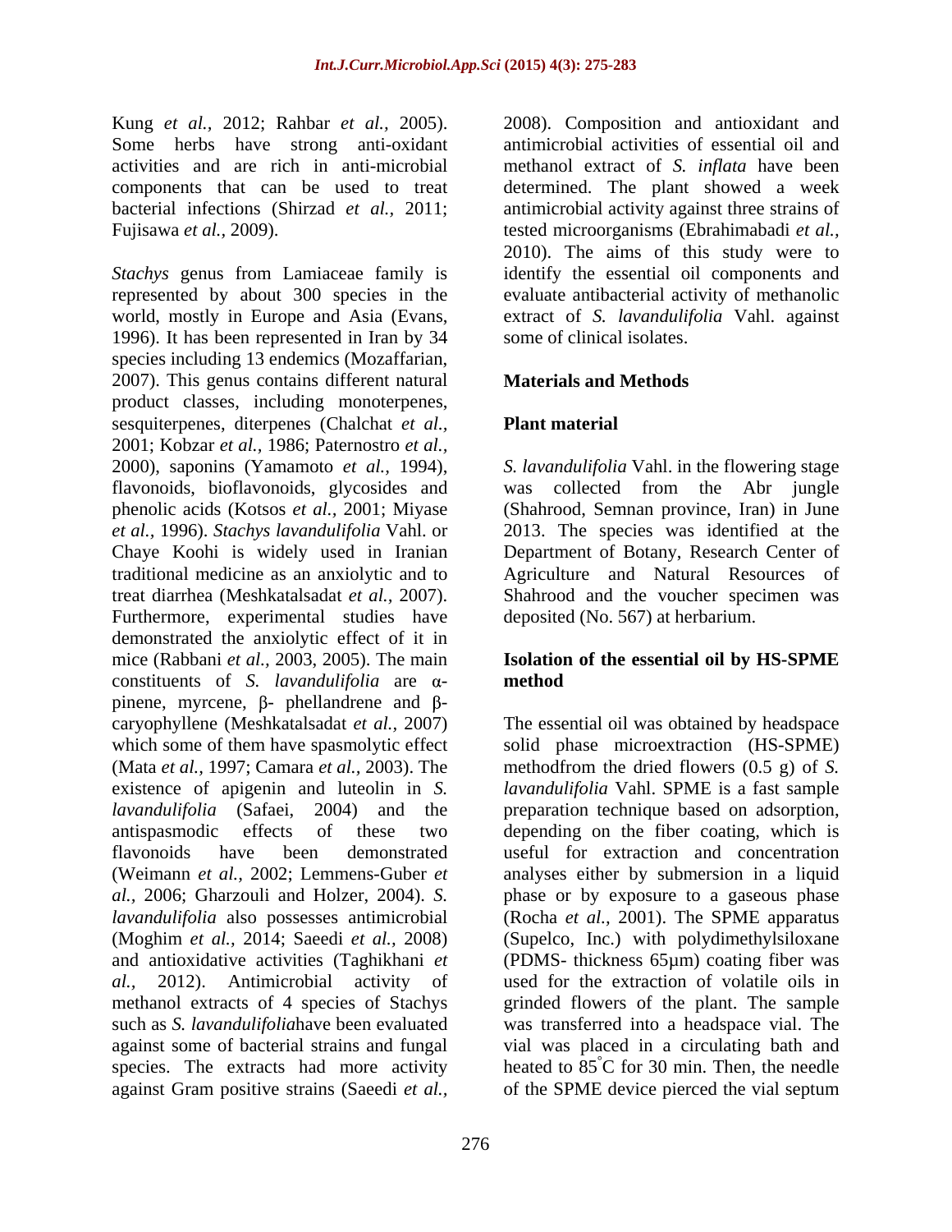Kung *et al.*, 2012; Rahbar *et al.*, 2005). Some herbs have strong anti-oxidant activities and are rich in anti-microbial components that can be used to treat bacterial infections (Shirzad *et al.*, 2011; Fujisawa *et al.*, 2009).

*Stachys* genus from Lamiaceae family is represented by about 300 species in the world, mostly in Europe and Asia (Evans, 1996). It has been represented in Iran by 34 species including 13 endemics (Mozaffarian, 2007). This genus contains different natural product classes, including monoterpenes, sesquiterpenes, diterpenes (Chalchat *et al.*, 2001; Kobzar *et al.*, 1986; Paternostro *et al.*, 2000), saponins (Yamamoto *et al.*, 1994), flavonoids, bioflavonoids, glycosides and phenolic acids (Kotsos *et al.*, 2001; Miyase *et al.*, 1996). *Stachys lavandulifolia* Vahl. or Chaye Koohi is widely used in Iranian traditional medicine as an anxiolytic and to treat diarrhea (Meshkatalsadat *et al.*, 2007). Furthermore, experimental studies have demonstrated the anxiolytic effect of it in mice (Rabbani *et al.*, 2003, 2005). The main constituents of *S. lavandulifolia* are α-pinene, myrcene, β- phellandrene and β-caryophyllene (Meshkatalsadat *et al.*, 2007) which some of them have spasmolytic effect (Mata *et al.*, 1997; Camara *et al.*, 2003). The existence of apigenin and luteolin in *S. lavandulifolia* (Safaei, 2004) and the antispasmodic effects of these two flavonoids have been demonstrated (Weimann *et al.*, 2002; Lemmens-Guber *et al.*, 2006; Gharzouli and Holzer, 2004). *S. lavandulifolia* also possesses antimicrobial (Moghim *et al.*, 2014; Saeedi *et al.*, 2008) and antioxidative activities (Taghikhani *et al.*, 2012). Antimicrobial activity of methanol extracts of 4 species of Stachys such as *S. lavandulifolia*have been evaluated against some of bacterial strains and fungal species. The extracts had more activity against Gram positive strains (Saeedi *et al.*, 2008). Composition and antioxidant and antimicrobial activities of essential oil and methanol extract of *S. inflata* have been determined. The plant showed a week antimicrobial activity against three strains of tested microorganisms (Ebrahimabadi *et al.*, 2010). The aims of this study were to identify the essential oil components and evaluate antibacterial activity of methanolic extract of *S. lavandulifolia* Vahl. against some of clinical isolates.

## Materials and Methods

### Plant material

*S. lavandulifolia* Vahl. in the flowering stage was collected from the Abr jungle (Shahrood, Semnan province, Iran) in June 2013. The species was identified at the Department of Botany, Research Center of Agriculture and Natural Resources of Shahrood and the voucher specimen was deposited (No. 567) at herbarium.

### Isolation of the essential oil by HS-SPME method

The essential oil was obtained by headspace solid phase microextraction (HS-SPME) methodfrom the dried flowers (0.5 g) of *S. lavandulifolia* Vahl. SPME is a fast sample preparation technique based on adsorption, depending on the fiber coating, which is useful for extraction and concentration analyses either by submersion in a liquid phase or by exposure to a gaseous phase (Rocha *et al.*, 2001). The SPME apparatus (Supelco, Inc.) with polydimethylsiloxane (PDMS- thickness 65µm) coating fiber was used for the extraction of volatile oils in grinded flowers of the plant. The sample was transferred into a headspace vial. The vial was placed in a circulating bath and heated to 85°C for 30 min. Then, the needle of the SPME device pierced the vial septum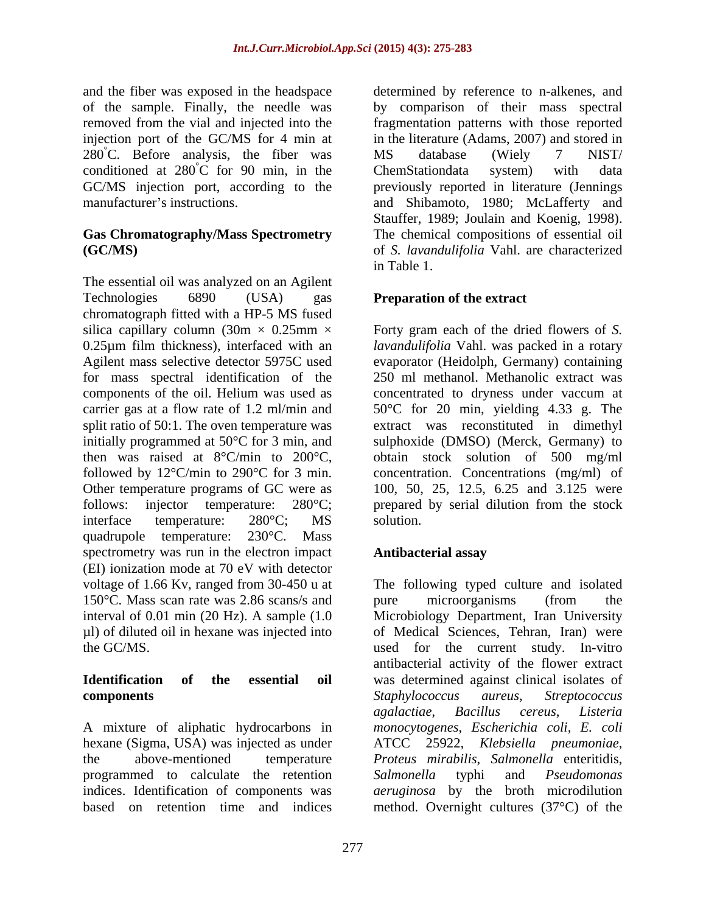and the fiber was exposed in the headspace of the sample. Finally, the needle was removed from the vial and injected into the injection port of the GC/MS for 4 min at 280°C. Before analysis, the fiber was conditioned at 280°C for 90 min, in the GC/MS injection port, according to the manufacturer's instructions.

**Gas Chromatography/Mass Spectrometry (GC/MS)**

The essential oil was analyzed on an Agilent Technologies 6890 (USA) gas chromatograph fitted with a HP-5 MS fused silica capillary column (30m × 0.25mm × 0.25µm film thickness), interfaced with an Agilent mass selective detector 5975C used for mass spectral identification of the components of the oil. Helium was used as carrier gas at a flow rate of 1.2 ml/min and split ratio of 50:1. The oven temperature was initially programmed at 50°C for 3 min, and then was raised at 8°C/min to 200°C, followed by 12°C/min to 290°C for 3 min. Other temperature programs of GC were as follows: injector temperature: 280°C; interface temperature: 280°C; MS quadrupole temperature: 230°C. Mass spectrometry was run in the electron impact (EI) ionization mode at 70 eV with detector voltage of 1.66 Kv, ranged from 30-450 u at 150°C. Mass scan rate was 2.86 scans/s and interval of 0.01 min (20 Hz). A sample (1.0 µl) of diluted oil in hexane was injected into the GC/MS.

**Identification of the essential oil components**

A mixture of aliphatic hydrocarbons in hexane (Sigma, USA) was injected as under the above-mentioned temperature programmed to calculate the retention indices. Identification of components was based on retention time and indices determined by reference to n-alkenes, and by comparison of their mass spectral fragmentation patterns with those reported in the literature (Adams, 2007) and stored in MS database (Wiely 7 NIST/ ChemStationdata system) with data previously reported in literature (Jennings and Shibamoto, 1980; McLafferty and Stauffer, 1989; Joulain and Koenig, 1998). The chemical compositions of essential oil of *S. lavandulifolia* Vahl. are characterized in Table 1.

**Preparation of the extract**

Forty gram each of the dried flowers of *S. lavandulifolia* Vahl. was packed in a rotary evaporator (Heidolph, Germany) containing 250 ml methanol. Methanolic extract was concentrated to dryness under vaccum at 50°C for 20 min, yielding 4.33 g. The extract was reconstituted in dimethyl sulphoxide (DMSO) (Merck, Germany) to obtain stock solution of 500 mg/ml concentration. Concentrations (mg/ml) of 100, 50, 25, 12.5, 6.25 and 3.125 were prepared by serial dilution from the stock solution.

**Antibacterial assay**

The following typed culture and isolated pure microorganisms (from the Microbiology Department, Iran University of Medical Sciences, Tehran, Iran) were used for the current study. In-vitro antibacterial activity of the flower extract was determined against clinical isolates of *Staphylococcus aureus*, *Streptococcus agalactiae*, *Bacillus cereus*, *Listeria monocytogenes*, *Escherichia coli*, *E. coli* ATCC 25922, *Klebsiella pneumoniae*, *Proteus mirabilis*, *Salmonella* enteritidis, *Salmonella* typhi and *Pseudomonas aeruginosa* by the broth microdilution method. Overnight cultures (37°C) of the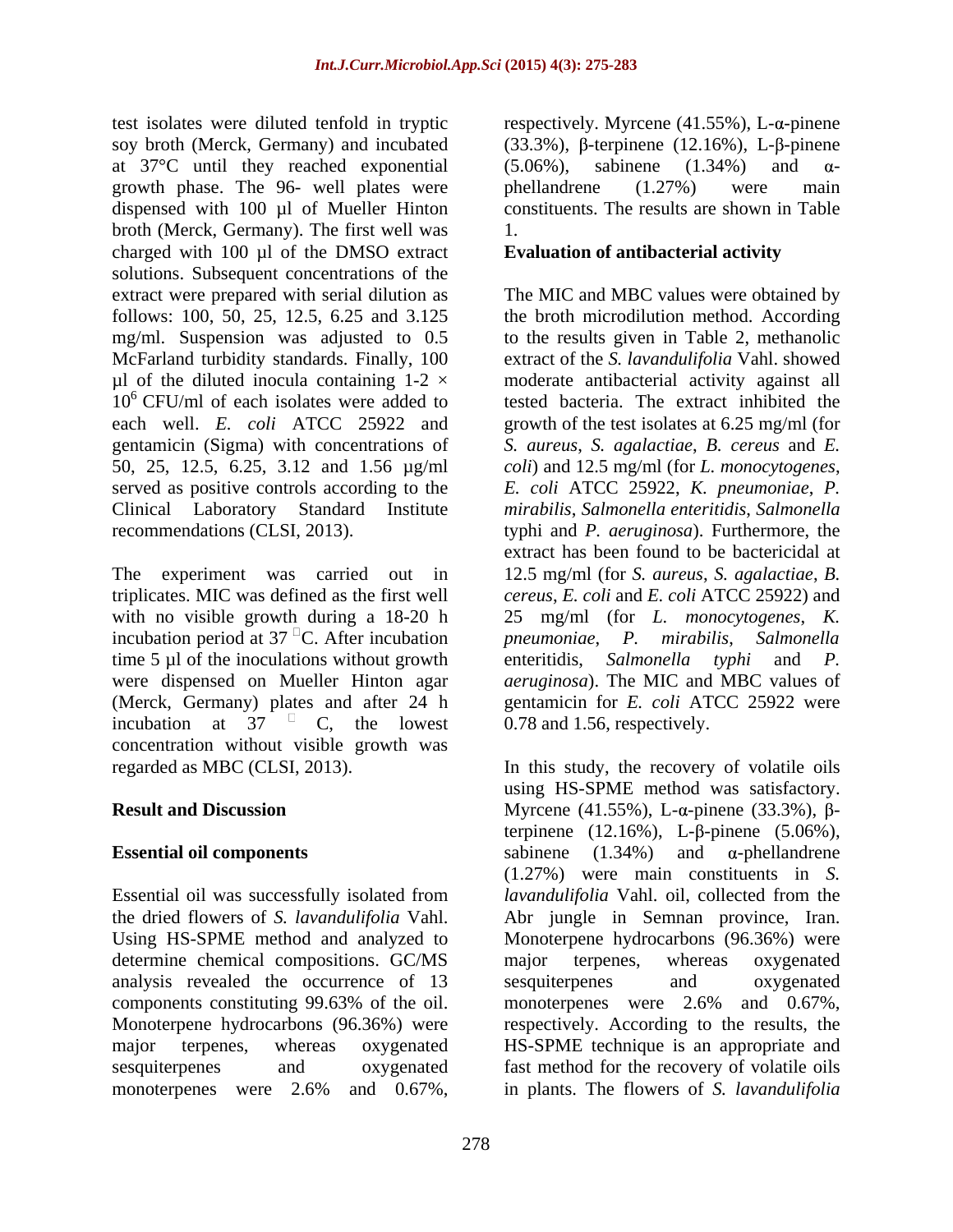test isolates were diluted tenfold in tryptic soy broth (Merck, Germany) and incubated at 37°C until they reached exponential growth phase. The 96- well plates were dispensed with 100 µl of Mueller Hinton broth (Merck, Germany). The first well was charged with 100 µl of the DMSO extract solutions. Subsequent concentrations of the extract were prepared with serial dilution as follows: 100, 50, 25, 12.5, 6.25 and 3.125 mg/ml. Suspension was adjusted to 0.5 McFarland turbidity standards. Finally, 100 µl of the diluted inocula containing $1\text{-}2 \times 10^6$ CFU/ml of each isolates were added to each well. *E. coli* ATCC 25922 and gentamicin (Sigma) with concentrations of 50, 25, 12.5, 6.25, 3.12 and 1.56 µg/ml served as positive controls according to the Clinical Laboratory Standard Institute recommendations (CLSI, 2013).

The experiment was carried out in triplicates. MIC was defined as the first well with no visible growth during a 18-20 h incubation period at 37 °C. After incubation time 5 µl of the inoculations without growth were dispensed on Mueller Hinton agar (Merck, Germany) plates and after 24 h incubation at 37 °C, the lowest concentration without visible growth was regarded as MBC (CLSI, 2013).

## Result and Discussion

### Essential oil components

Essential oil was successfully isolated from the dried flowers of *S. lavandulifolia* Vahl. Using HS-SPME method and analyzed to determine chemical compositions. GC/MS analysis revealed the occurrence of 13 components constituting 99.63% of the oil. Monoterpene hydrocarbons (96.36%) were major terpenes, whereas oxygenated sesquiterpenes and oxygenated monoterpenes were 2.6% and 0.67%, respectively. Myrcene (41.55%), L-α-pinene (33.3%), β-terpinene (12.16%), L-β-pinene (5.06%), sabinene (1.34%) and α-phellandrene (1.27%) were main constituents. The results are shown in Table 1.

### Evaluation of antibacterial activity

The MIC and MBC values were obtained by the broth microdilution method. According to the results given in Table 2, methanolic extract of the *S. lavandulifolia* Vahl. showed moderate antibacterial activity against all tested bacteria. The extract inhibited the growth of the test isolates at 6.25 mg/ml (for *S. aureus*, *S. agalactiae*, *B. cereus* and *E. coli*) and 12.5 mg/ml (for *L. monocytogenes*, *E. coli* ATCC 25922, *K. pneumoniae*, *P. mirabilis*, *Salmonella enteritidis*, *Salmonella* typhi and *P. aeruginosa*). Furthermore, the extract has been found to be bactericidal at 12.5 mg/ml (for *S. aureus*, *S. agalactiae*, *B. cereus*, *E. coli* and *E. coli* ATCC 25922) and 25 mg/ml (for *L. monocytogenes*, *K. pneumoniae*, *P. mirabilis*, *Salmonella* enteritidis, *Salmonella typhi* and *P. aeruginosa*). The MIC and MBC values of gentamicin for *E. coli* ATCC 25922 were 0.78 and 1.56, respectively.

In this study, the recovery of volatile oils using HS-SPME method was satisfactory. Myrcene (41.55%), L-α-pinene (33.3%), β-terpinene (12.16%), L-β-pinene (5.06%), sabinene (1.34%) and α-phellandrene (1.27%) were main constituents in *S. lavandulifolia* Vahl. oil, collected from the Abr jungle in Semnan province, Iran. Monoterpene hydrocarbons (96.36%) were major terpenes, whereas oxygenated sesquiterpenes and oxygenated monoterpenes were 2.6% and 0.67%, respectively. According to the results, the HS-SPME technique is an appropriate and fast method for the recovery of volatile oils in plants. The flowers of *S. lavandulifolia*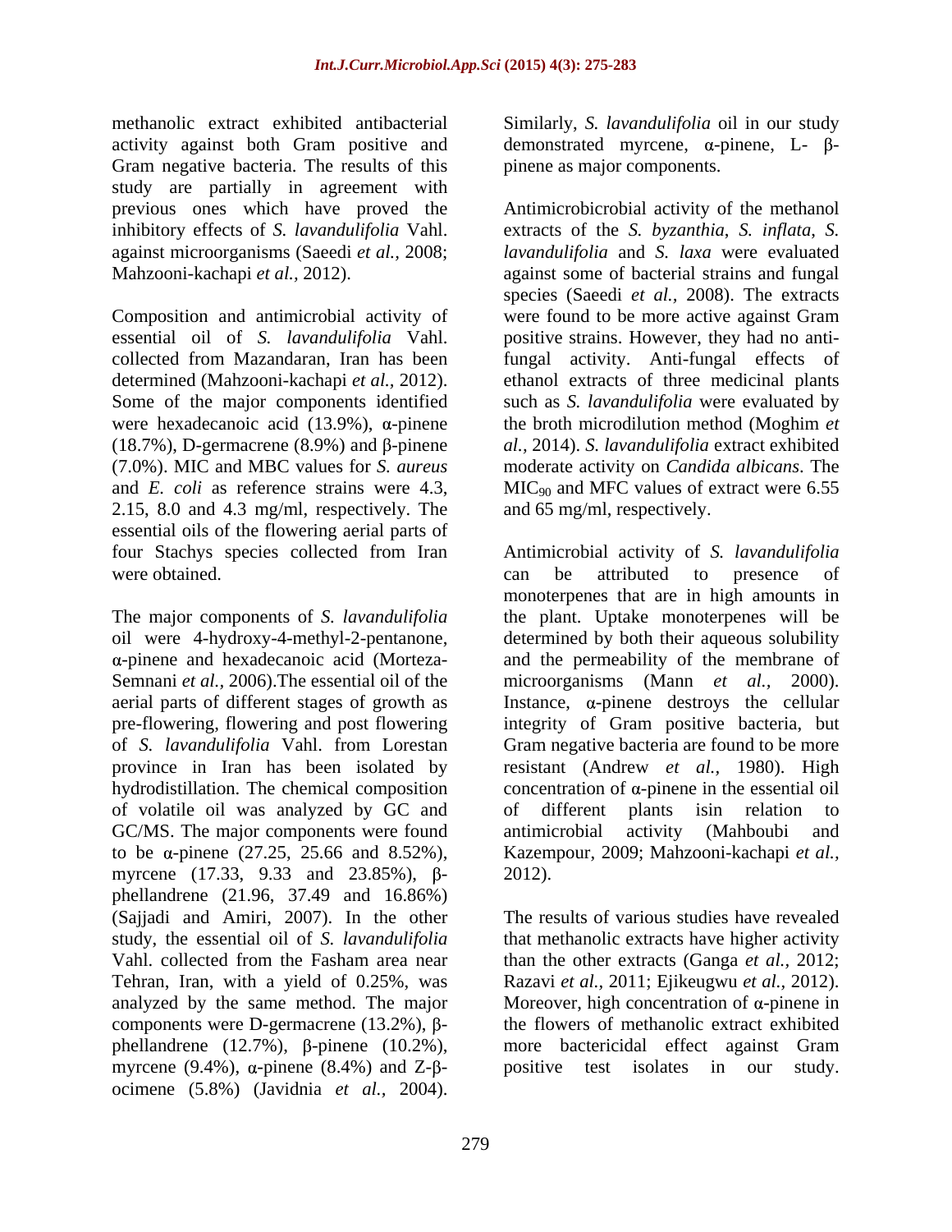methanolic extract exhibited antibacterial activity against both Gram positive and Gram negative bacteria. The results of this study are partially in agreement with previous ones which have proved the inhibitory effects of *S. lavandulifolia* Vahl. against microorganisms (Saeedi *et al.,* 2008; Mahzooni-kachapi *et al.,* 2012).

Composition and antimicrobial activity of essential oil of *S. lavandulifolia* Vahl. collected from Mazandaran, Iran has been determined (Mahzooni-kachapi *et al.,* 2012). Some of the major components identified were hexadecanoic acid (13.9%), α-pinene (18.7%), D-germacrene (8.9%) and β-pinene (7.0%). MIC and MBC values for *S. aureus* and *E. coli* as reference strains were 4.3, 2.15, 8.0 and 4.3 mg/ml, respectively. The essential oils of the flowering aerial parts of four Stachys species collected from Iran were obtained.

The major components of *S. lavandulifolia* oil were 4-hydroxy-4-methyl-2-pentanone, α-pinene and hexadecanoic acid (Morteza-Semnani *et al.,* 2006).The essential oil of the aerial parts of different stages of growth as pre-flowering, flowering and post flowering of *S. lavandulifolia* Vahl. from Lorestan province in Iran has been isolated by hydrodistillation. The chemical composition of volatile oil was analyzed by GC and GC/MS. The major components were found to be α-pinene (27.25, 25.66 and 8.52%), myrcene (17.33, 9.33 and 23.85%), β-phellandrene (21.96, 37.49 and 16.86%) (Sajjadi and Amiri, 2007). In the other study, the essential oil of *S. lavandulifolia* Vahl. collected from the Fasham area near Tehran, Iran, with a yield of 0.25%, was analyzed by the same method. The major components were D-germacrene (13.2%), β-phellandrene (12.7%), β-pinene (10.2%), myrcene (9.4%), α-pinene (8.4%) and Z-β-ocimene (5.8%) (Javidnia *et al.,* 2004). Similarly, *S. lavandulifolia* oil in our study demonstrated myrcene, α-pinene, L- β-pinene as major components.

Antimicrobicrobial activity of the methanol extracts of the *S. byzanthia*, *S. inflata*, *S. lavandulifolia* and *S. laxa* were evaluated against some of bacterial strains and fungal species (Saeedi *et al.,* 2008). The extracts were found to be more active against Gram positive strains. However, they had no anti-fungal activity. Anti-fungal effects of ethanol extracts of three medicinal plants such as *S. lavandulifolia* were evaluated by the broth microdilution method (Moghim *et al.,* 2014). *S. lavandulifolia* extract exhibited moderate activity on *Candida albicans*. The $MIC_{90}$ and MFC values of extract were 6.55 and 65 mg/ml, respectively.

Antimicrobial activity of *S. lavandulifolia* can be attributed to presence of monoterpenes that are in high amounts in the plant. Uptake monoterpenes will be determined by both their aqueous solubility and the permeability of the membrane of microorganisms (Mann *et al.,* 2000). Instance, α-pinene destroys the cellular integrity of Gram positive bacteria, but Gram negative bacteria are found to be more resistant (Andrew *et al.,* 1980). High concentration of α-pinene in the essential oil of different plants isin relation to antimicrobial activity (Mahboubi and Kazempour, 2009; Mahzooni-kachapi *et al.,* 2012).

The results of various studies have revealed that methanolic extracts have higher activity than the other extracts (Ganga *et al.,* 2012; Razavi *et al.,* 2011; Ejikeugwu *et al.,* 2012). Moreover, high concentration of α-pinene in the flowers of methanolic extract exhibited more bactericidal effect against Gram positive test isolates in our study.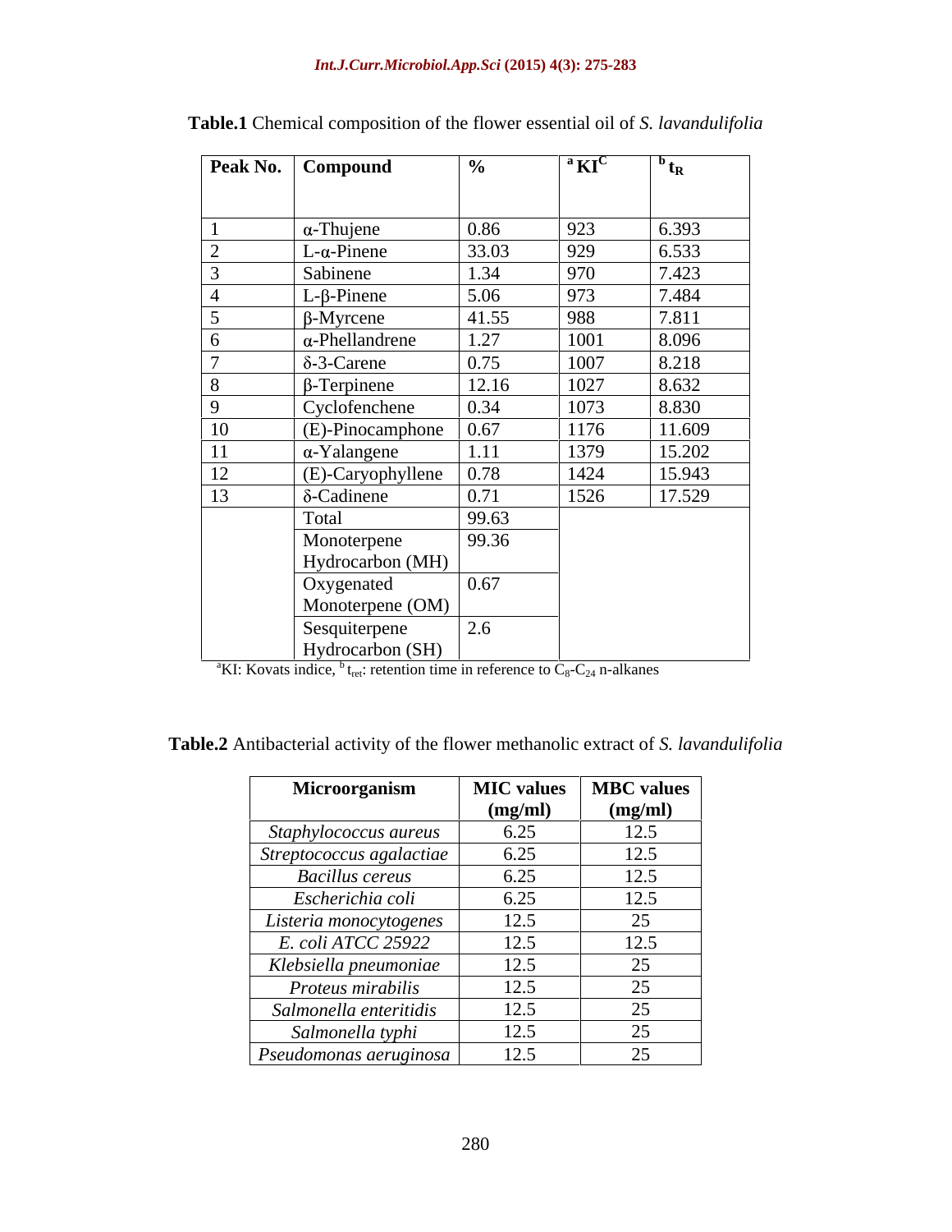**Table.1** Chemical composition of the flower essential oil of *S. lavandulifolia*

| Peak No. | Compound | % | $^{a}$KI$^{C}$ | $^{b}$t$_{R}$ |
|---|---|---|---|---|
| 1 | α-Thujene | 0.86 | 923 | 6.393 |
| 2 | L-α-Pinene | 33.03 | 929 | 6.533 |
| 3 | Sabinene | 1.34 | 970 | 7.423 |
| 4 | L-β-Pinene | 5.06 | 973 | 7.484 |
| 5 | β-Myrcene | 41.55 | 988 | 7.811 |
| 6 | α-Phellandrene | 1.27 | 1001 | 8.096 |
| 7 | δ-3-Carene | 0.75 | 1007 | 8.218 |
| 8 | β-Terpinene | 12.16 | 1027 | 8.632 |
| 9 | Cyclofenchene | 0.34 | 1073 | 8.830 |
| 10 | (E)-Pinocamphone | 0.67 | 1176 | 11.609 |
| 11 | α-Yalangene | 1.11 | 1379 | 15.202 |
| 12 | (E)-Caryophyllene | 0.78 | 1424 | 15.943 |
| 13 | δ-Cadinene | 0.71 | 1526 | 17.529 |
| | Total | 99.63 | | |
| | Monoterpene Hydrocarbon (MH) | 99.36 | | |
| | Oxygenated Monoterpene (OM) | 0.67 | | |
| | Sesquiterpene Hydrocarbon (SH) | 2.6 | | |

$^{a}$KI: Kovats indice, $^{b}$ t$_{ret}$: retention time in reference to $C_8$-$C_{24}$ n-alkanes

**Table.2** Antibacterial activity of the flower methanolic extract of *S. lavandulifolia*

| Microorganism | MIC values (mg/ml) | MBC values (mg/ml) |
|---|---|---|
| *Staphylococcus aureus* | 6.25 | 12.5 |
| *Streptococcus agalactiae* | 6.25 | 12.5 |
| *Bacillus cereus* | 6.25 | 12.5 |
| *Escherichia coli* | 6.25 | 12.5 |
| *Listeria monocytogenes* | 12.5 | 25 |
| *E. coli ATCC 25922* | 12.5 | 12.5 |
| *Klebsiella pneumoniae* | 12.5 | 25 |
| *Proteus mirabilis* | 12.5 | 25 |
| *Salmonella enteritidis* | 12.5 | 25 |
| *Salmonella typhi* | 12.5 | 25 |
| *Pseudomonas aeruginosa* | 12.5 | 25 |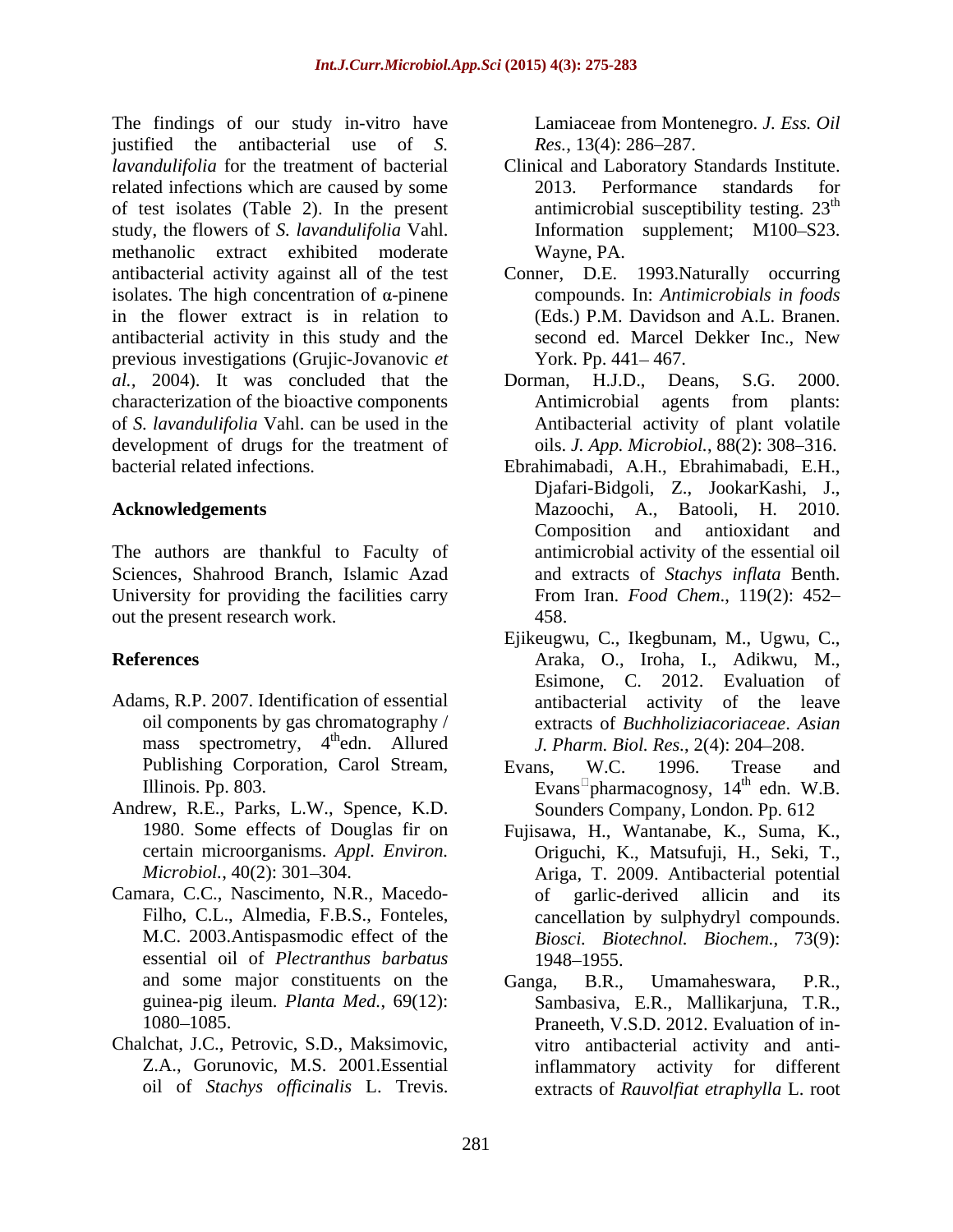The findings of our study in-vitro have justified the antibacterial use of *S. lavandulifolia* for the treatment of bacterial related infections which are caused by some of test isolates (Table 2). In the present study, the flowers of *S. lavandulifolia* Vahl. methanolic extract exhibited moderate antibacterial activity against all of the test isolates. The high concentration of α-pinene in the flower extract is in relation to antibacterial activity in this study and the previous investigations (Grujic-Jovanovic *et al.,* 2004). It was concluded that the characterization of the bioactive components of *S. lavandulifolia* Vahl. can be used in the development of drugs for the treatment of bacterial related infections.

## Acknowledgements

The authors are thankful to Faculty of Sciences, Shahrood Branch, Islamic Azad University for providing the facilities carry out the present research work.

## References

Adams, R.P. 2007. Identification of essential oil components by gas chromatography / mass spectrometry, 4thedn. Allured Publishing Corporation, Carol Stream, Illinois. Pp. 803.

Andrew, R.E., Parks, L.W., Spence, K.D. 1980. Some effects of Douglas fir on certain microorganisms. *Appl. Environ. Microbiol.*, 40(2): 301–304.

Camara, C.C., Nascimento, N.R., Macedo-Filho, C.L., Almedia, F.B.S., Fonteles, M.C. 2003.Antispasmodic effect of the essential oil of *Plectranthus barbatus* and some major constituents on the guinea-pig ileum. *Planta Med.*, 69(12): 1080–1085.

Chalchat, J.C., Petrovic, S.D., Maksimovic, Z.A., Gorunovic, M.S. 2001.Essential oil of *Stachys officinalis* L. Trevis. Lamiaceae from Montenegro. *J. Ess. Oil Res.*, 13(4): 286–287.

Clinical and Laboratory Standards Institute. 2013. Performance standards for antimicrobial susceptibility testing. 23th Information supplement; M100–S23. Wayne, PA.

Conner, D.E. 1993.Naturally occurring compounds. In: *Antimicrobials in foods* (Eds.) P.M. Davidson and A.L. Branen. second ed. Marcel Dekker Inc., New York. Pp. 441– 467.

Dorman, H.J.D., Deans, S.G. 2000. Antimicrobial agents from plants: Antibacterial activity of plant volatile oils. *J. App. Microbiol.*, 88(2): 308–316.

Ebrahimabadi, A.H., Ebrahimabadi, E.H., Djafari-Bidgoli, Z., JookarKashi, J., Mazoochi, A., Batooli, H. 2010. Composition and antioxidant and antimicrobial activity of the essential oil and extracts of *Stachys inflata* Benth. From Iran. *Food Chem.*, 119(2): 452–458.

Ejikeugwu, C., Ikegbunam, M., Ugwu, C., Araka, O., Iroha, I., Adikwu, M., Esimone, C. 2012. Evaluation of antibacterial activity of the leave extracts of *Buchholiziacoriaceae*. *Asian J. Pharm. Biol. Res.*, 2(4): 204–208.

Evans, W.C. 1996. Trease and Evans pharmacognosy, 14th edn. W.B. Sounders Company, London. Pp. 612

Fujisawa, H., Wantanabe, K., Suma, K., Origuchi, K., Matsufuji, H., Seki, T., Ariga, T. 2009. Antibacterial potential of garlic-derived allicin and its cancellation by sulphydryl compounds. *Biosci. Biotechnol. Biochem.*, 73(9): 1948–1955.

Ganga, B.R., Umamaheswara, P.R., Sambasiva, E.R., Mallikarjuna, T.R., Praneeth, V.S.D. 2012. Evaluation of in-vitro antibacterial activity and anti-inflammatory activity for different extracts of *Rauvolfiat etraphylla* L. root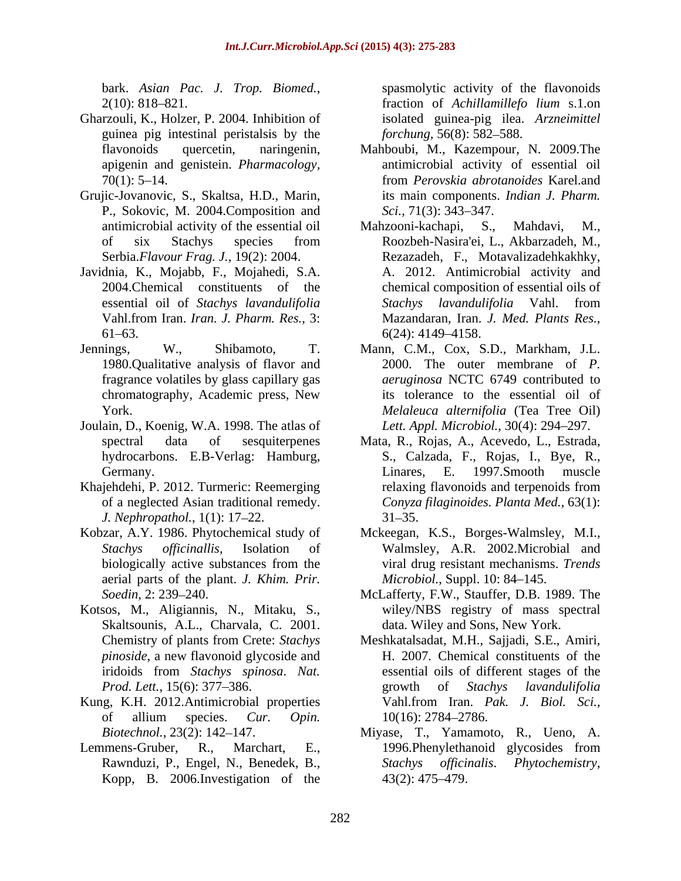bark. *Asian Pac. J. Trop. Biomed.*, 2(10): 818–821.

Gharzouli, K., Holzer, P. 2004. Inhibition of guinea pig intestinal peristalsis by the flavonoids quercetin, naringenin, apigenin and genistein. *Pharmacology*, 70(1): 5–14.

Grujic-Jovanovic, S., Skaltsa, H.D., Marin, P., Sokovic, M. 2004.Composition and antimicrobial activity of the essential oil of six Stachys species from Serbia.*Flavour Frag. J.*, 19(2): 2004.

Javidnia, K., Mojabb, F., Mojahedi, S.A. 2004.Chemical constituents of the essential oil of *Stachys lavandulifolia* Vahl.from Iran. *Iran. J. Pharm. Res.*, 3: 61–63.

Jennings, W., Shibamoto, T. 1980.Qualitative analysis of flavor and fragrance volatiles by glass capillary gas chromatography, Academic press, New York.

Joulain, D., Koenig, W.A. 1998. The atlas of spectral data of sesquiterpenes hydrocarbons. E.B-Verlag: Hamburg, Germany.

Khajehdehi, P. 2012. Turmeric: Reemerging of a neglected Asian traditional remedy. *J. Nephropathol.*, 1(1): 17–22.

Kobzar, A.Y. 1986. Phytochemical study of *Stachys officinallis*, Isolation of biologically active substances from the aerial parts of the plant. *J. Khim. Prir. Soedin*, 2: 239–240.

Kotsos, M., Aligiannis, N., Mitaku, S., Skaltsounis, A.L., Charvala, C. 2001. Chemistry of plants from Crete: *Stachys pinoside*, a new flavonoid glycoside and iridoids from *Stachys spinosa*. *Nat. Prod. Lett.*, 15(6): 377–386.

Kung, K.H. 2012.Antimicrobial properties of allium species. *Cur. Opin. Biotechnol.*, 23(2): 142–147.

Lemmens-Gruber, R., Marchart, E., Rawnduzi, P., Engel, N., Benedek, B., Kopp, B. 2006.Investigation of the spasmolytic activity of the flavonoids fraction of *Achillamillefo lium* s.1.on isolated guinea-pig ilea. *Arzneimittel forchung*, 56(8): 582–588.

Mahboubi, M., Kazempour, N. 2009.The antimicrobial activity of essential oil from *Perovskia abrotanoides* Karel.and its main components. *Indian J. Pharm. Sci.*, 71(3): 343–347.

Mahzooni-kachapi, S., Mahdavi, M., Roozbeh-Nasira'ei, L., Akbarzadeh, M., Rezazadeh, F., Motavalizadehkakhky, A. 2012. Antimicrobial activity and chemical composition of essential oils of *Stachys lavandulifolia* Vahl. from Mazandaran, Iran. *J. Med. Plants Res.*, 6(24): 4149–4158.

Mann, C.M., Cox, S.D., Markham, J.L. 2000. The outer membrane of *P. aeruginosa* NCTC 6749 contributed to its tolerance to the essential oil of *Melaleuca alternifolia* (Tea Tree Oil) *Lett. Appl. Microbiol.*, 30(4): 294–297.

Mata, R., Rojas, A., Acevedo, L., Estrada, S., Calzada, F., Rojas, I., Bye, R., Linares, E. 1997.Smooth muscle relaxing flavonoids and terpenoids from *Conyza filaginoides. Planta Med.*, 63(1): 31–35.

Mckeegan, K.S., Borges-Walmsley, M.I., Walmsley, A.R. 2002.Microbial and viral drug resistant mechanisms. *Trends Microbiol.*, Suppl. 10: 84–145.

McLafferty, F.W., Stauffer, D.B. 1989. The wiley/NBS registry of mass spectral data. Wiley and Sons, New York.

Meshkatalsadat, M.H., Sajjadi, S.E., Amiri, H. 2007. Chemical constituents of the essential oils of different stages of the growth of *Stachys lavandulifolia* Vahl.from Iran. *Pak. J. Biol. Sci.*, 10(16): 2784–2786.

Miyase, T., Yamamoto, R., Ueno, A. 1996.Phenylethanoid glycosides from *Stachys officinalis*. *Phytochemistry*, 43(2): 475–479.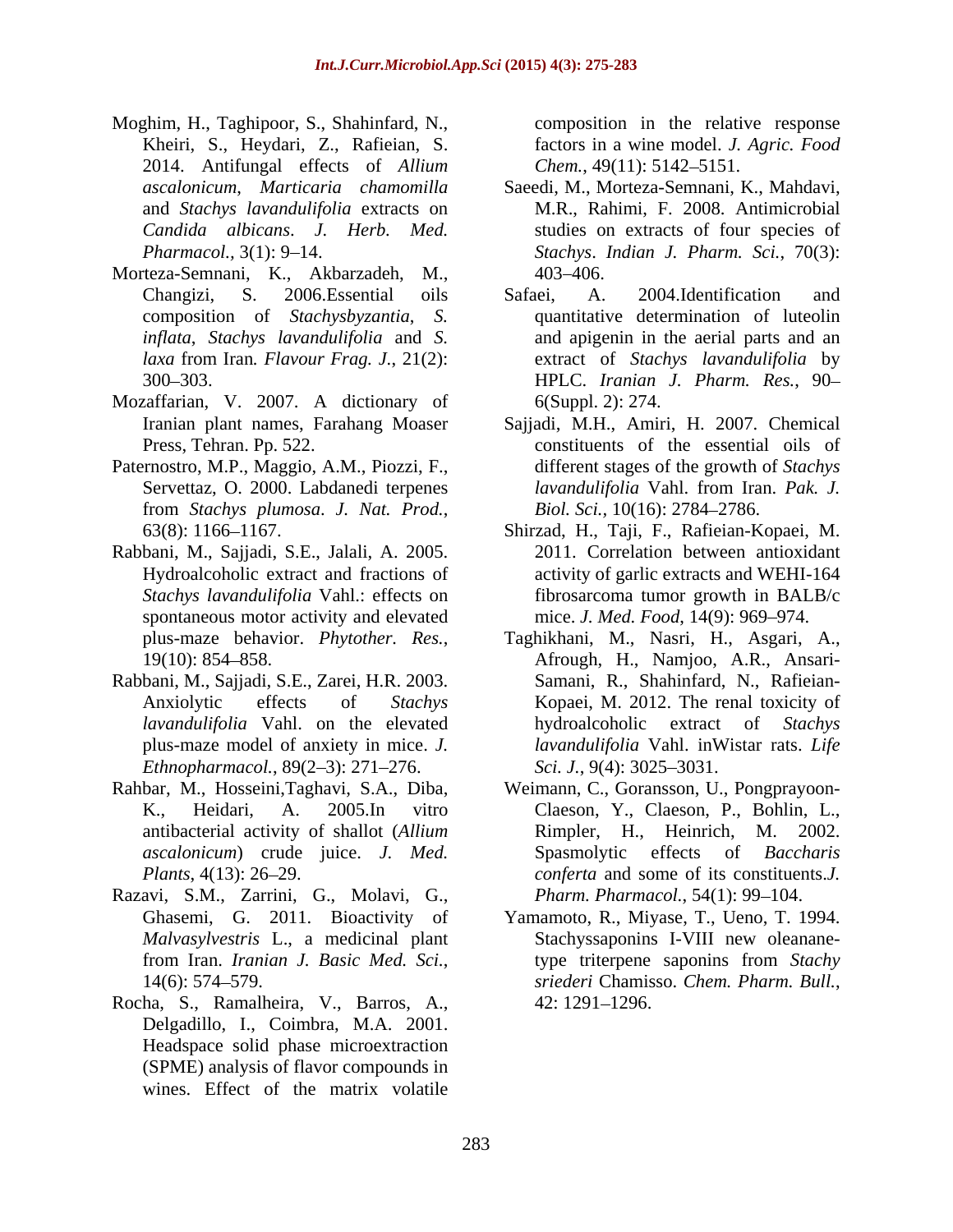Moghim, H., Taghipoor, S., Shahinfard, N., Kheiri, S., Heydari, Z., Rafieian, S. 2014. Antifungal effects of *Allium ascalonicum*, *Marticaria chamomilla* and *Stachys lavandulifolia* extracts on *Candida albicans*. *J. Herb. Med. Pharmacol.,* 3(1): 9–14.

Morteza-Semnani, K., Akbarzadeh, M., Changizi, S. 2006.Essential oils composition of *Stachysbyzantia*, *S. inflata*, *Stachys lavandulifolia* and *S. laxa* from Iran. *Flavour Frag. J.*, 21(2): 300–303.

Mozaffarian, V. 2007. A dictionary of Iranian plant names, Farahang Moaser Press, Tehran. Pp. 522.

Paternostro, M.P., Maggio, A.M., Piozzi, F., Servettaz, O. 2000. Labdanedi terpenes from *Stachys plumosa*. *J. Nat. Prod.*, 63(8): 1166–1167.

Rabbani, M., Sajjadi, S.E., Jalali, A. 2005. Hydroalcoholic extract and fractions of *Stachys lavandulifolia* Vahl.: effects on spontaneous motor activity and elevated plus-maze behavior. *Phytother. Res.*, 19(10): 854–858.

Rabbani, M., Sajjadi, S.E., Zarei, H.R. 2003. Anxiolytic effects of *Stachys lavandulifolia* Vahl. on the elevated plus-maze model of anxiety in mice. *J. Ethnopharmacol.*, 89(2–3): 271–276.

Rahbar, M., Hosseini,Taghavi, S.A., Diba, K., Heidari, A. 2005.In vitro antibacterial activity of shallot (*Allium ascalonicum*) crude juice. *J. Med. Plants*, 4(13): 26–29.

Razavi, S.M., Zarrini, G., Molavi, G., Ghasemi, G. 2011. Bioactivity of *Malvasylvestris* L., a medicinal plant from Iran. *Iranian J. Basic Med. Sci.*, 14(6): 574–579.

Rocha, S., Ramalheira, V., Barros, A., Delgadillo, I., Coimbra, M.A. 2001. Headspace solid phase microextraction (SPME) analysis of flavor compounds in wines. Effect of the matrix volatile composition in the relative response factors in a wine model. *J. Agric. Food Chem.*, 49(11): 5142–5151.

Saeedi, M., Morteza-Semnani, K., Mahdavi, M.R., Rahimi, F. 2008. Antimicrobial studies on extracts of four species of *Stachys*. *Indian J. Pharm. Sci.*, 70(3): 403–406.

Safaei, A. 2004.Identification and quantitative determination of luteolin and apigenin in the aerial parts and an extract of *Stachys lavandulifolia* by HPLC. *Iranian J. Pharm. Res.*, 90–6(Suppl. 2): 274.

Sajjadi, M.H., Amiri, H. 2007. Chemical constituents of the essential oils of different stages of the growth of *Stachys lavandulifolia* Vahl. from Iran. *Pak. J. Biol. Sci.*, 10(16): 2784–2786.

Shirzad, H., Taji, F., Rafieian-Kopaei, M. 2011. Correlation between antioxidant activity of garlic extracts and WEHI-164 fibrosarcoma tumor growth in BALB/c mice. *J. Med. Food*, 14(9): 969–974.

Taghikhani, M., Nasri, H., Asgari, A., Afrough, H., Namjoo, A.R., Ansari-Samani, R., Shahinfard, N., Rafieian-Kopaei, M. 2012. The renal toxicity of hydroalcoholic extract of *Stachys lavandulifolia* Vahl. inWistar rats. *Life Sci. J.*, 9(4): 3025–3031.

Weimann, C., Goransson, U., Pongprayoon-Claeson, Y., Claeson, P., Bohlin, L., Rimpler, H., Heinrich, M. 2002. Spasmolytic effects of *Baccharis conferta* and some of its constituents.*J. Pharm. Pharmacol.*, 54(1): 99–104.

Yamamoto, R., Miyase, T., Ueno, T. 1994. Stachyssaponins I-VIII new oleanane-type triterpene saponins from *Stachy sriederi* Chamisso. *Chem. Pharm. Bull.*, 42: 1291–1296.